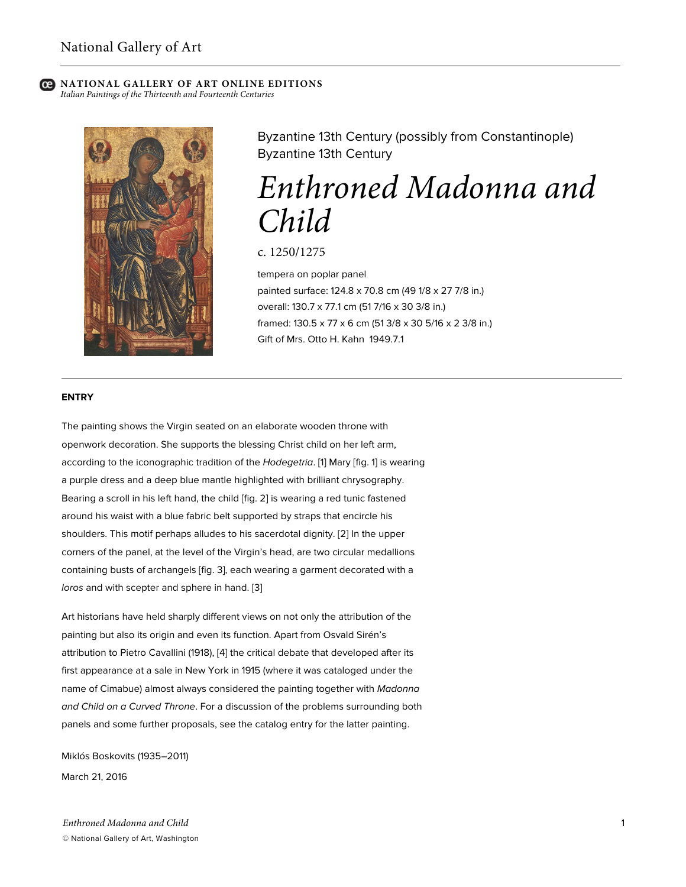NATIONAL GALLERY OF ART ONLINE EDITIONS
*Italian Paintings of the Thirteenth and Fourteenth Centuries*

Byzantine 13th Century (possibly from Constantinople)
Byzantine 13th Century

# *Enthroned Madonna and Child*

c. 1250/1275

tempera on poplar panel
painted surface: 124.8 x 70.8 cm (49 1/8 x 27 7/8 in.)
overall: 130.7 x 77.1 cm (51 7/16 x 30 3/8 in.)
framed: 130.5 x 77 x 6 cm (51 3/8 x 30 5/16 x 2 3/8 in.)
Gift of Mrs. Otto H. Kahn 1949.7.1

## ENTRY

The painting shows the Virgin seated on an elaborate wooden throne with openwork decoration. She supports the blessing Christ child on her left arm, according to the iconographic tradition of the *Hodegetria*. [1] Mary [fig. 1] is wearing a purple dress and a deep blue mantle highlighted with brilliant chrysography. Bearing a scroll in his left hand, the child [fig. 2] is wearing a red tunic fastened around his waist with a blue fabric belt supported by straps that encircle his shoulders. This motif perhaps alludes to his sacerdotal dignity. [2] In the upper corners of the panel, at the level of the Virgin's head, are two circular medallions containing busts of archangels [fig. 3], each wearing a garment decorated with a *loros* and with scepter and sphere in hand. [3]

Art historians have held sharply different views on not only the attribution of the painting but also its origin and even its function. Apart from Osvald Sirén's attribution to Pietro Cavallini (1918), [4] the critical debate that developed after its first appearance at a sale in New York in 1915 (where it was cataloged under the name of Cimabue) almost always considered the painting together with *Madonna and Child on a Curved Throne*. For a discussion of the problems surrounding both panels and some further proposals, see the catalog entry for the latter painting.

Miklós Boskovits (1935–2011)

March 21, 2016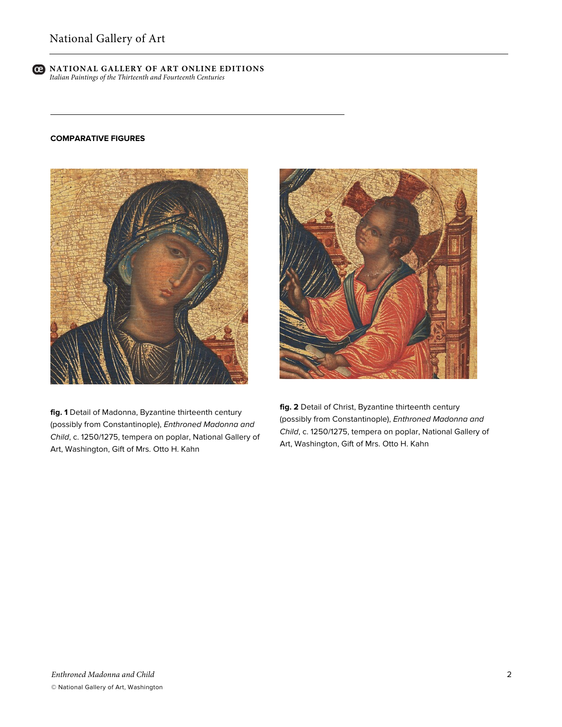## COMPARATIVE FIGURES

**fig. 1** Detail of Madonna, Byzantine thirteenth century (possibly from Constantinople), *Enthroned Madonna and Child*, c. 1250/1275, tempera on poplar, National Gallery of Art, Washington, Gift of Mrs. Otto H. Kahn

**fig. 2** Detail of Christ, Byzantine thirteenth century (possibly from Constantinople), *Enthroned Madonna and Child*, c. 1250/1275, tempera on poplar, National Gallery of Art, Washington, Gift of Mrs. Otto H. Kahn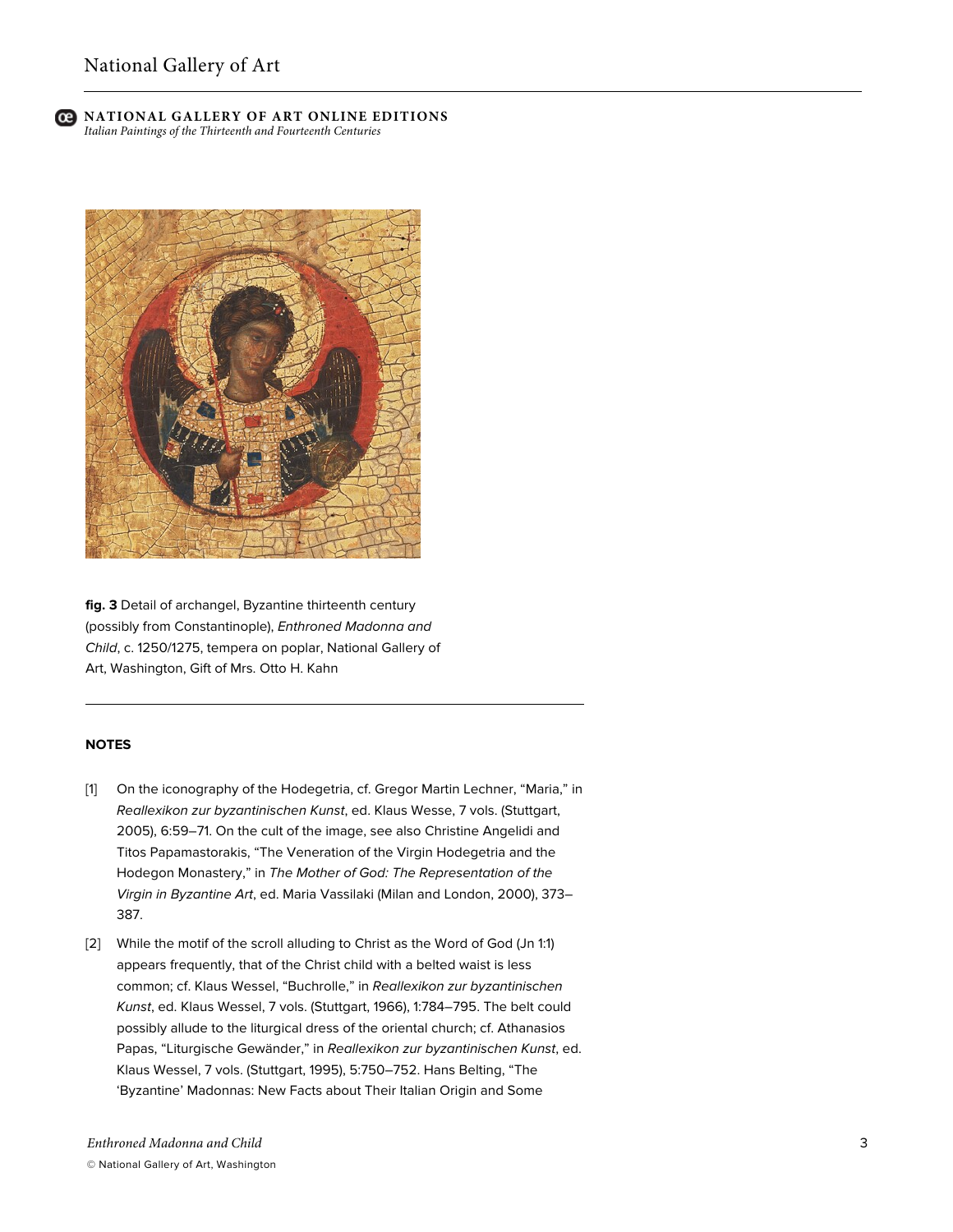**fig. 3** Detail of archangel, Byzantine thirteenth century (possibly from Constantinople), *Enthroned Madonna and Child*, c. 1250/1275, tempera on poplar, National Gallery of Art, Washington, Gift of Mrs. Otto H. Kahn

---

## NOTES

[1] On the iconography of the Hodegetria, cf. Gregor Martin Lechner, "Maria," in *Reallexikon zur byzantinischen Kunst*, ed. Klaus Wesse, 7 vols. (Stuttgart, 2005), 6:59–71. On the cult of the image, see also Christine Angelidi and Titos Papamastorakis, "The Veneration of the Virgin Hodegetria and the Hodegon Monastery," in *The Mother of God: The Representation of the Virgin in Byzantine Art*, ed. Maria Vassilaki (Milan and London, 2000), 373–387.

[2] While the motif of the scroll alluding to Christ as the Word of God (Jn 1:1) appears frequently, that of the Christ child with a belted waist is less common; cf. Klaus Wessel, "Buchrolle," in *Reallexikon zur byzantinischen Kunst*, ed. Klaus Wessel, 7 vols. (Stuttgart, 1966), 1:784–795. The belt could possibly allude to the liturgical dress of the oriental church; cf. Athanasios Papas, "Liturgische Gewänder," in *Reallexikon zur byzantinischen Kunst*, ed. Klaus Wessel, 7 vols. (Stuttgart, 1995), 5:750–752. Hans Belting, "The 'Byzantine' Madonnas: New Facts about Their Italian Origin and Some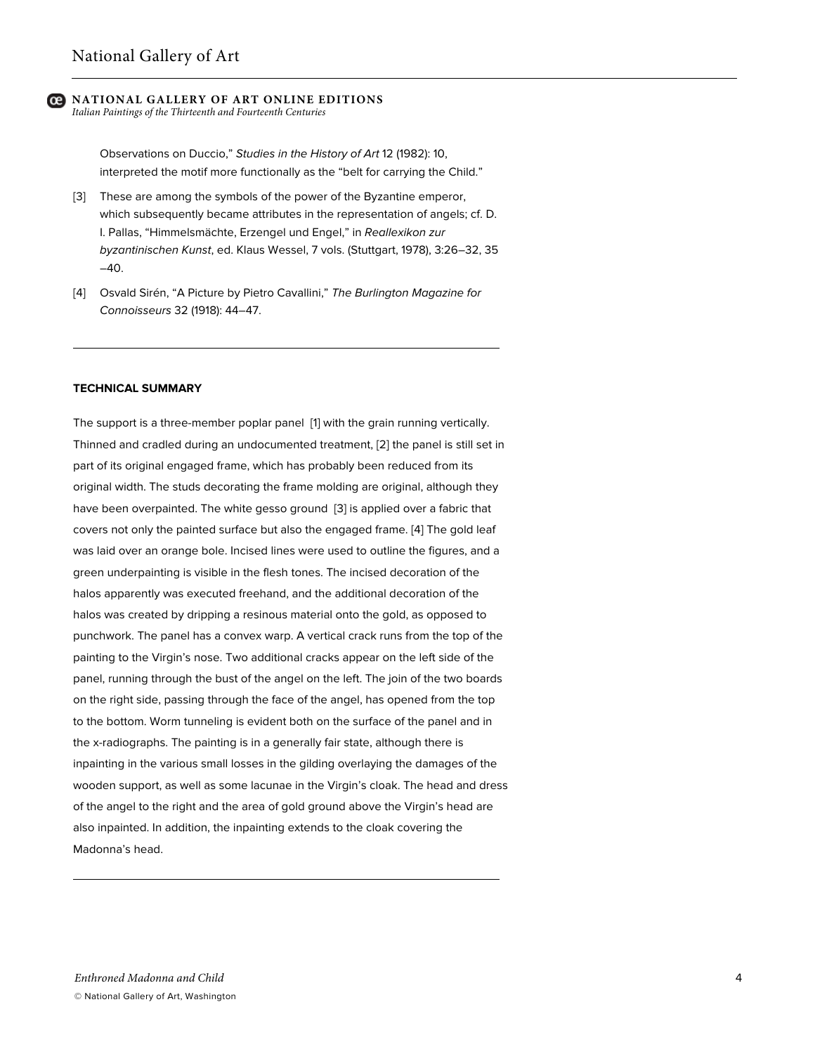Observations on Duccio," *Studies in the History of Art* 12 (1982): 10, interpreted the motif more functionally as the "belt for carrying the Child."

[3] These are among the symbols of the power of the Byzantine emperor, which subsequently became attributes in the representation of angels; cf. D. I. Pallas, "Himmelsmächte, Erzengel und Engel," in *Reallexikon zur byzantinischen Kunst*, ed. Klaus Wessel, 7 vols. (Stuttgart, 1978), 3:26–32, 35–40.

[4] Osvald Sirén, "A Picture by Pietro Cavallini," *The Burlington Magazine for Connoisseurs* 32 (1918): 44–47.

---

**TECHNICAL SUMMARY**

The support is a three-member poplar panel [1] with the grain running vertically. Thinned and cradled during an undocumented treatment, [2] the panel is still set in part of its original engaged frame, which has probably been reduced from its original width. The studs decorating the frame molding are original, although they have been overpainted. The white gesso ground [3] is applied over a fabric that covers not only the painted surface but also the engaged frame. [4] The gold leaf was laid over an orange bole. Incised lines were used to outline the figures, and a green underpainting is visible in the flesh tones. The incised decoration of the halos apparently was executed freehand, and the additional decoration of the halos was created by dripping a resinous material onto the gold, as opposed to punchwork. The panel has a convex warp. A vertical crack runs from the top of the painting to the Virgin's nose. Two additional cracks appear on the left side of the panel, running through the bust of the angel on the left. The join of the two boards on the right side, passing through the face of the angel, has opened from the top to the bottom. Worm tunneling is evident both on the surface of the panel and in the x-radiographs. The painting is in a generally fair state, although there is inpainting in the various small losses in the gilding overlaying the damages of the wooden support, as well as some lacunae in the Virgin's cloak. The head and dress of the angel to the right and the area of gold ground above the Virgin's head are also inpainted. In addition, the inpainting extends to the cloak covering the Madonna's head.

---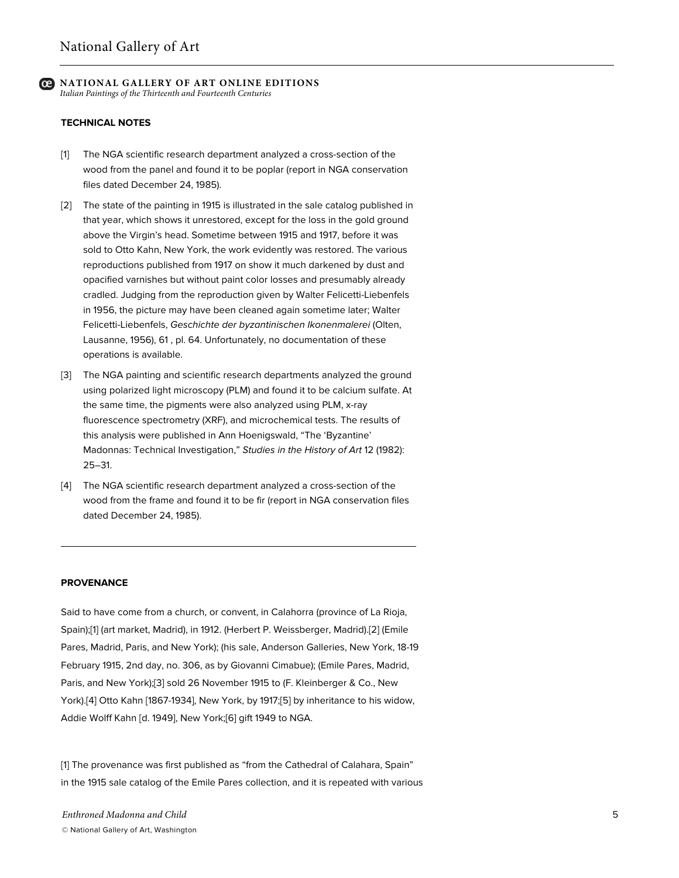## TECHNICAL NOTES

[1] The NGA scientific research department analyzed a cross-section of the wood from the panel and found it to be poplar (report in NGA conservation files dated December 24, 1985).

[2] The state of the painting in 1915 is illustrated in the sale catalog published in that year, which shows it unrestored, except for the loss in the gold ground above the Virgin's head. Sometime between 1915 and 1917, before it was sold to Otto Kahn, New York, the work evidently was restored. The various reproductions published from 1917 on show it much darkened by dust and opacified varnishes but without paint color losses and presumably already cradled. Judging from the reproduction given by Walter Felicetti-Liebenfels in 1956, the picture may have been cleaned again sometime later; Walter Felicetti-Liebenfels, *Geschichte der byzantinischen Ikonenmalerei* (Olten, Lausanne, 1956), 61 , pl. 64. Unfortunately, no documentation of these operations is available.

[3] The NGA painting and scientific research departments analyzed the ground using polarized light microscopy (PLM) and found it to be calcium sulfate. At the same time, the pigments were also analyzed using PLM, x-ray fluorescence spectrometry (XRF), and microchemical tests. The results of this analysis were published in Ann Hoenigswald, "The 'Byzantine' Madonnas: Technical Investigation," *Studies in the History of Art* 12 (1982): 25–31.

[4] The NGA scientific research department analyzed a cross-section of the wood from the frame and found it to be fir (report in NGA conservation files dated December 24, 1985).

---

## PROVENANCE

Said to have come from a church, or convent, in Calahorra (province of La Rioja, Spain);[1] (art market, Madrid), in 1912. (Herbert P. Weissberger, Madrid).[2] (Emile Pares, Madrid, Paris, and New York); (his sale, Anderson Galleries, New York, 18-19 February 1915, 2nd day, no. 306, as by Giovanni Cimabue); (Emile Pares, Madrid, Paris, and New York);[3] sold 26 November 1915 to (F. Kleinberger & Co., New York).[4] Otto Kahn [1867-1934], New York, by 1917;[5] by inheritance to his widow, Addie Wolff Kahn [d. 1949], New York;[6] gift 1949 to NGA.

[1] The provenance was first published as "from the Cathedral of Calahara, Spain" in the 1915 sale catalog of the Emile Pares collection, and it is repeated with various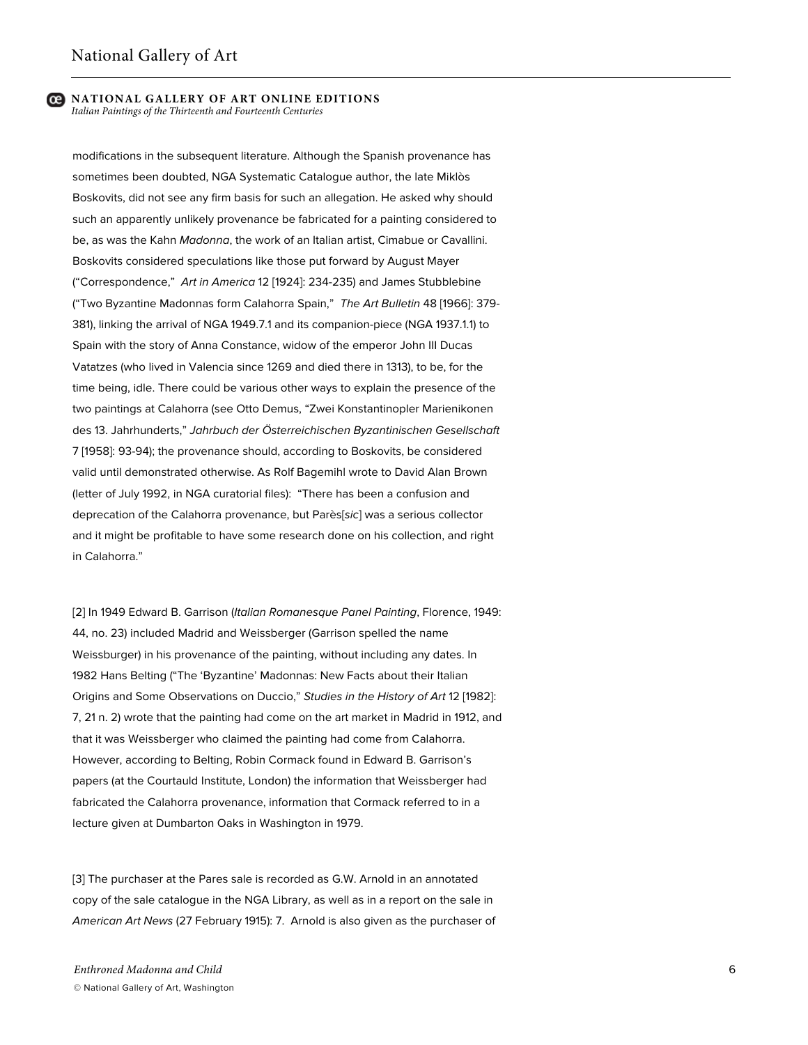modifications in the subsequent literature. Although the Spanish provenance has sometimes been doubted, NGA Systematic Catalogue author, the late Miklòs Boskovits, did not see any firm basis for such an allegation. He asked why should such an apparently unlikely provenance be fabricated for a painting considered to be, as was the Kahn *Madonna*, the work of an Italian artist, Cimabue or Cavallini. Boskovits considered speculations like those put forward by August Mayer ("Correspondence," *Art in America* 12 [1924]: 234-235) and James Stubblebine ("Two Byzantine Madonnas form Calahorra Spain," *The Art Bulletin* 48 [1966]: 379-381), linking the arrival of NGA 1949.7.1 and its companion-piece (NGA 1937.1.1) to Spain with the story of Anna Constance, widow of the emperor John III Ducas Vatatzes (who lived in Valencia since 1269 and died there in 1313), to be, for the time being, idle. There could be various other ways to explain the presence of the two paintings at Calahorra (see Otto Demus, "Zwei Konstantinopler Marienikonen des 13. Jahrhunderts," *Jahrbuch der Österreichischen Byzantinischen Gesellschaft* 7 [1958]: 93-94); the provenance should, according to Boskovits, be considered valid until demonstrated otherwise. As Rolf Bagemihl wrote to David Alan Brown (letter of July 1992, in NGA curatorial files): "There has been a confusion and deprecation of the Calahorra provenance, but Parès[*sic*] was a serious collector and it might be profitable to have some research done on his collection, and right in Calahorra."

[2] In 1949 Edward B. Garrison (*Italian Romanesque Panel Painting*, Florence, 1949: 44, no. 23) included Madrid and Weissberger (Garrison spelled the name Weissburger) in his provenance of the painting, without including any dates. In 1982 Hans Belting ("The 'Byzantine' Madonnas: New Facts about their Italian Origins and Some Observations on Duccio," *Studies in the History of Art* 12 [1982]: 7, 21 n. 2) wrote that the painting had come on the art market in Madrid in 1912, and that it was Weissberger who claimed the painting had come from Calahorra. However, according to Belting, Robin Cormack found in Edward B. Garrison's papers (at the Courtauld Institute, London) the information that Weissberger had fabricated the Calahorra provenance, information that Cormack referred to in a lecture given at Dumbarton Oaks in Washington in 1979.

[3] The purchaser at the Pares sale is recorded as G.W. Arnold in an annotated copy of the sale catalogue in the NGA Library, as well as in a report on the sale in *American Art News* (27 February 1915): 7. Arnold is also given as the purchaser of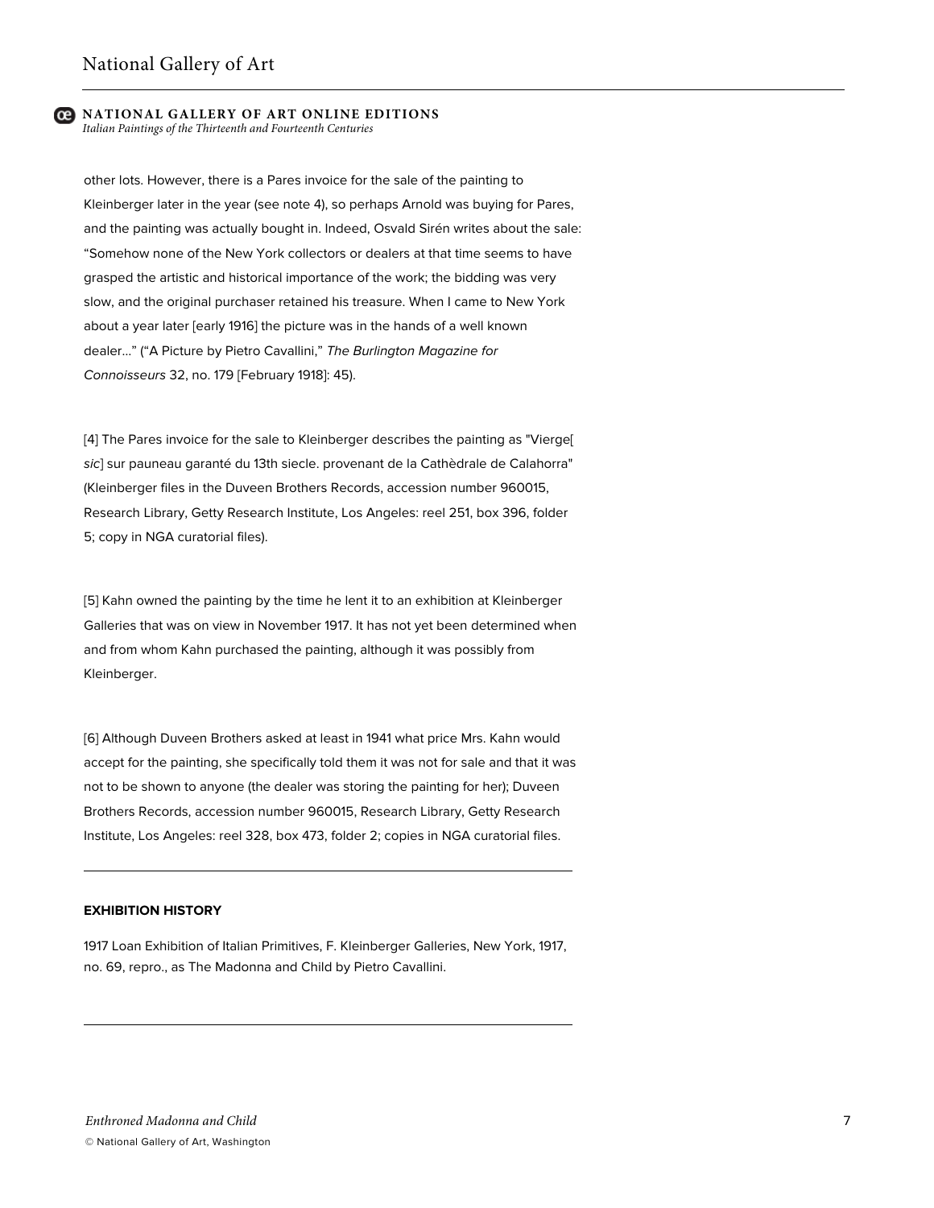other lots. However, there is a Pares invoice for the sale of the painting to Kleinberger later in the year (see note 4), so perhaps Arnold was buying for Pares, and the painting was actually bought in. Indeed, Osvald Sirén writes about the sale: "Somehow none of the New York collectors or dealers at that time seems to have grasped the artistic and historical importance of the work; the bidding was very slow, and the original purchaser retained his treasure. When I came to New York about a year later [early 1916] the picture was in the hands of a well known dealer..." ("A Picture by Pietro Cavallini," *The Burlington Magazine for Connoisseurs* 32, no. 179 [February 1918]: 45).

[4] The Pares invoice for the sale to Kleinberger describes the painting as "Vierge[ *sic*] sur pauneau garanté du 13th siecle. provenant de la Cathèdrale de Calahorra" (Kleinberger files in the Duveen Brothers Records, accession number 960015, Research Library, Getty Research Institute, Los Angeles: reel 251, box 396, folder 5; copy in NGA curatorial files).

[5] Kahn owned the painting by the time he lent it to an exhibition at Kleinberger Galleries that was on view in November 1917. It has not yet been determined when and from whom Kahn purchased the painting, although it was possibly from Kleinberger.

[6] Although Duveen Brothers asked at least in 1941 what price Mrs. Kahn would accept for the painting, she specifically told them it was not for sale and that it was not to be shown to anyone (the dealer was storing the painting for her); Duveen Brothers Records, accession number 960015, Research Library, Getty Research Institute, Los Angeles: reel 328, box 473, folder 2; copies in NGA curatorial files.

---

**EXHIBITION HISTORY**

1917 Loan Exhibition of Italian Primitives, F. Kleinberger Galleries, New York, 1917, no. 69, repro., as The Madonna and Child by Pietro Cavallini.

---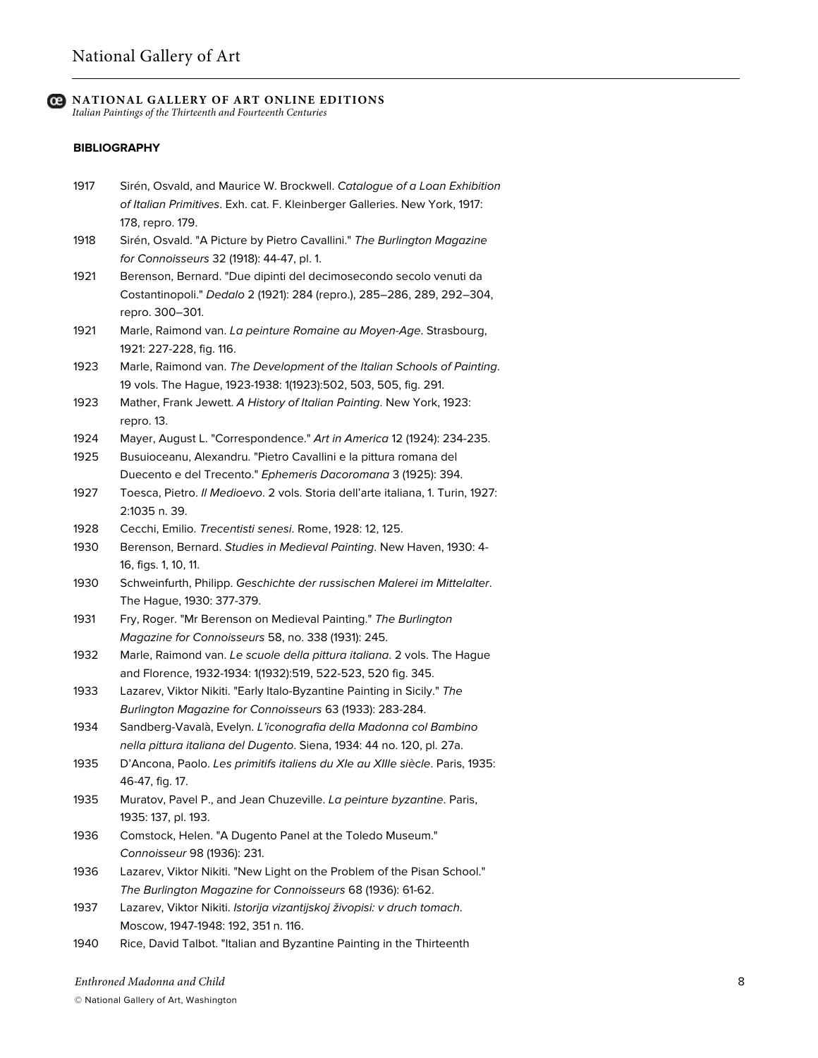### BIBLIOGRAPHY

1917 Sirén, Osvald, and Maurice W. Brockwell. *Catalogue of a Loan Exhibition of Italian Primitives*. Exh. cat. F. Kleinberger Galleries. New York, 1917: 178, repro. 179.

1918 Sirén, Osvald. "A Picture by Pietro Cavallini." *The Burlington Magazine for Connoisseurs* 32 (1918): 44-47, pl. 1.

1921 Berenson, Bernard. "Due dipinti del decimosecondo secolo venuti da Costantinopoli." *Dedalo* 2 (1921): 284 (repro.), 285–286, 289, 292–304, repro. 300–301.

1921 Marle, Raimond van. *La peinture Romaine au Moyen-Age*. Strasbourg, 1921: 227-228, fig. 116.

1923 Marle, Raimond van. *The Development of the Italian Schools of Painting*. 19 vols. The Hague, 1923-1938: 1(1923):502, 503, 505, fig. 291.

1923 Mather, Frank Jewett. *A History of Italian Painting*. New York, 1923: repro. 13.

1924 Mayer, August L. "Correspondence." *Art in America* 12 (1924): 234-235.

1925 Busuioceanu, Alexandru. "Pietro Cavallini e la pittura romana del Duecento e del Trecento." *Ephemeris Dacoromana* 3 (1925): 394.

1927 Toesca, Pietro. *Il Medioevo*. 2 vols. Storia dell'arte italiana, 1. Turin, 1927: 2:1035 n. 39.

1928 Cecchi, Emilio. *Trecentisti senesi*. Rome, 1928: 12, 125.

1930 Berenson, Bernard. *Studies in Medieval Painting*. New Haven, 1930: 4-16, figs. 1, 10, 11.

1930 Schweinfurth, Philipp. *Geschichte der russischen Malerei im Mittelalter*. The Hague, 1930: 377-379.

1931 Fry, Roger. "Mr Berenson on Medieval Painting." *The Burlington Magazine for Connoisseurs* 58, no. 338 (1931): 245.

1932 Marle, Raimond van. *Le scuole della pittura italiana*. 2 vols. The Hague and Florence, 1932-1934: 1(1932):519, 522-523, 520 fig. 345.

1933 Lazarev, Viktor Nikiti. "Early Italo-Byzantine Painting in Sicily." *The Burlington Magazine for Connoisseurs* 63 (1933): 283-284.

1934 Sandberg-Vavalà, Evelyn. *L'iconografia della Madonna col Bambino nella pittura italiana del Dugento*. Siena, 1934: 44 no. 120, pl. 27a.

1935 D'Ancona, Paolo. *Les primitifs italiens du XIe au XIIIe siècle*. Paris, 1935: 46-47, fig. 17.

1935 Muratov, Pavel P., and Jean Chuzeville. *La peinture byzantine*. Paris, 1935: 137, pl. 193.

1936 Comstock, Helen. "A Dugento Panel at the Toledo Museum." *Connoisseur* 98 (1936): 231.

1936 Lazarev, Viktor Nikiti. "New Light on the Problem of the Pisan School." *The Burlington Magazine for Connoisseurs* 68 (1936): 61-62.

1937 Lazarev, Viktor Nikiti. *Istorija vizantijskoj živopisi: v druch tomach*. Moscow, 1947-1948: 192, 351 n. 116.

1940 Rice, David Talbot. "Italian and Byzantine Painting in the Thirteenth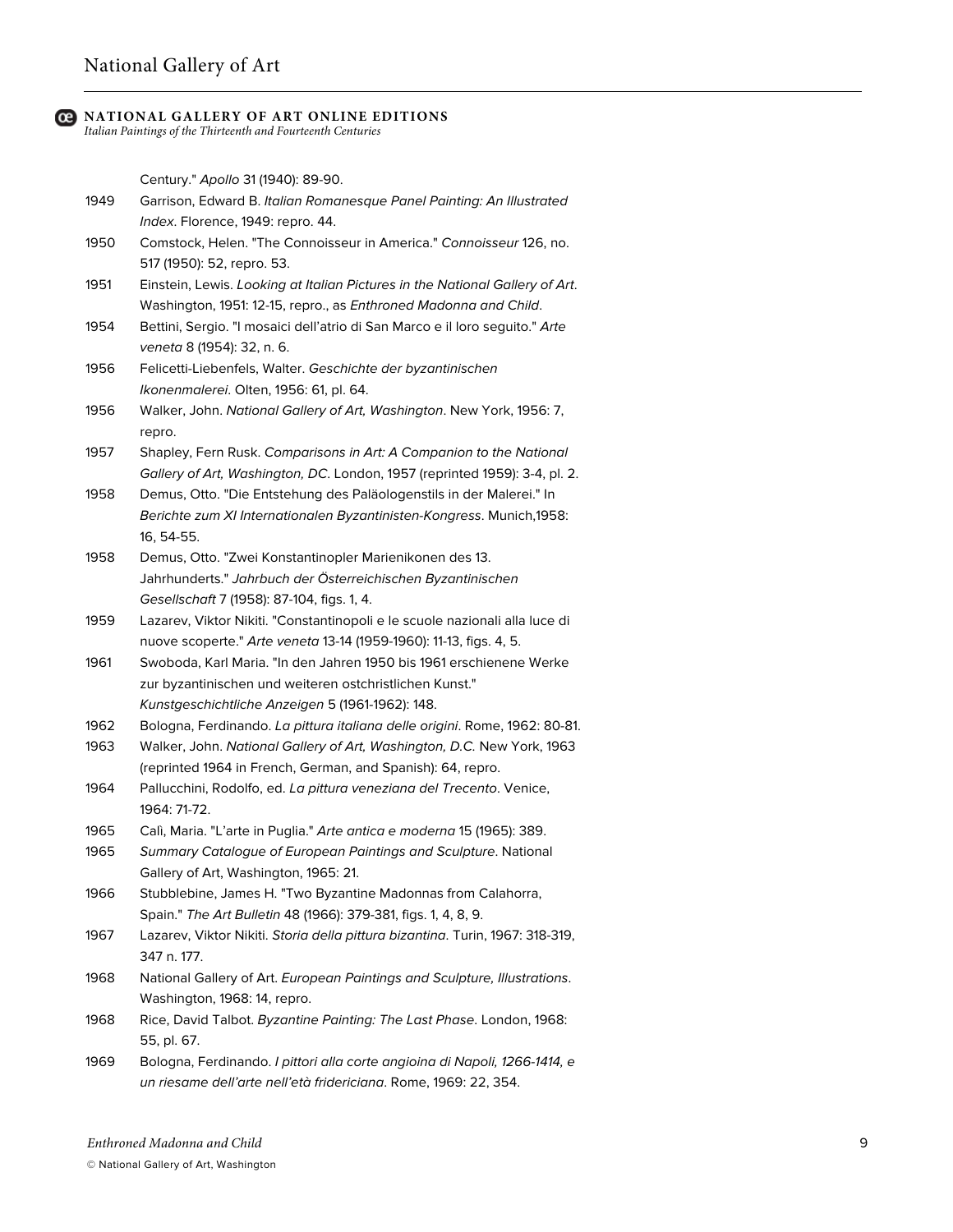Century." *Apollo* 31 (1940): 89-90.

1949 Garrison, Edward B. *Italian Romanesque Panel Painting: An Illustrated Index*. Florence, 1949: repro. 44.

1950 Comstock, Helen. "The Connoisseur in America." *Connoisseur* 126, no. 517 (1950): 52, repro. 53.

1951 Einstein, Lewis. *Looking at Italian Pictures in the National Gallery of Art*. Washington, 1951: 12-15, repro., as *Enthroned Madonna and Child*.

1954 Bettini, Sergio. "I mosaici dell'atrio di San Marco e il loro seguito." *Arte veneta* 8 (1954): 32, n. 6.

1956 Felicetti-Liebenfels, Walter. *Geschichte der byzantinischen Ikonenmalerei*. Olten, 1956: 61, pl. 64.

1956 Walker, John. *National Gallery of Art, Washington*. New York, 1956: 7, repro.

1957 Shapley, Fern Rusk. *Comparisons in Art: A Companion to the National Gallery of Art, Washington, DC*. London, 1957 (reprinted 1959): 3-4, pl. 2.

1958 Demus, Otto. "Die Entstehung des Paläologenstils in der Malerei." In *Berichte zum XI Internationalen Byzantinisten-Kongress*. Munich,1958: 16, 54-55.

1958 Demus, Otto. "Zwei Konstantinopler Marienikonen des 13. Jahrhunderts." *Jahrbuch der Österreichischen Byzantinischen Gesellschaft* 7 (1958): 87-104, figs. 1, 4.

1959 Lazarev, Viktor Nikiti. "Constantinopoli e le scuole nazionali alla luce di nuove scoperte." *Arte veneta* 13-14 (1959-1960): 11-13, figs. 4, 5.

1961 Swoboda, Karl Maria. "In den Jahren 1950 bis 1961 erschienene Werke zur byzantinischen und weiteren ostchristlichen Kunst." *Kunstgeschichtliche Anzeigen* 5 (1961-1962): 148.

1962 Bologna, Ferdinando. *La pittura italiana delle origini*. Rome, 1962: 80-81.

1963 Walker, John. *National Gallery of Art, Washington, D.C.* New York, 1963 (reprinted 1964 in French, German, and Spanish): 64, repro.

1964 Pallucchini, Rodolfo, ed. *La pittura veneziana del Trecento*. Venice, 1964: 71-72.

1965 Calì, Maria. "L'arte in Puglia." *Arte antica e moderna* 15 (1965): 389.

1965 *Summary Catalogue of European Paintings and Sculpture*. National Gallery of Art, Washington, 1965: 21.

1966 Stubblebine, James H. "Two Byzantine Madonnas from Calahorra, Spain." *The Art Bulletin* 48 (1966): 379-381, figs. 1, 4, 8, 9.

1967 Lazarev, Viktor Nikiti. *Storia della pittura bizantina*. Turin, 1967: 318-319, 347 n. 177.

1968 National Gallery of Art. *European Paintings and Sculpture, Illustrations*. Washington, 1968: 14, repro.

1968 Rice, David Talbot. *Byzantine Painting: The Last Phase*. London, 1968: 55, pl. 67.

1969 Bologna, Ferdinando. *I pittori alla corte angioina di Napoli, 1266-1414, e un riesame dell'arte nell'età fridericiana*. Rome, 1969: 22, 354.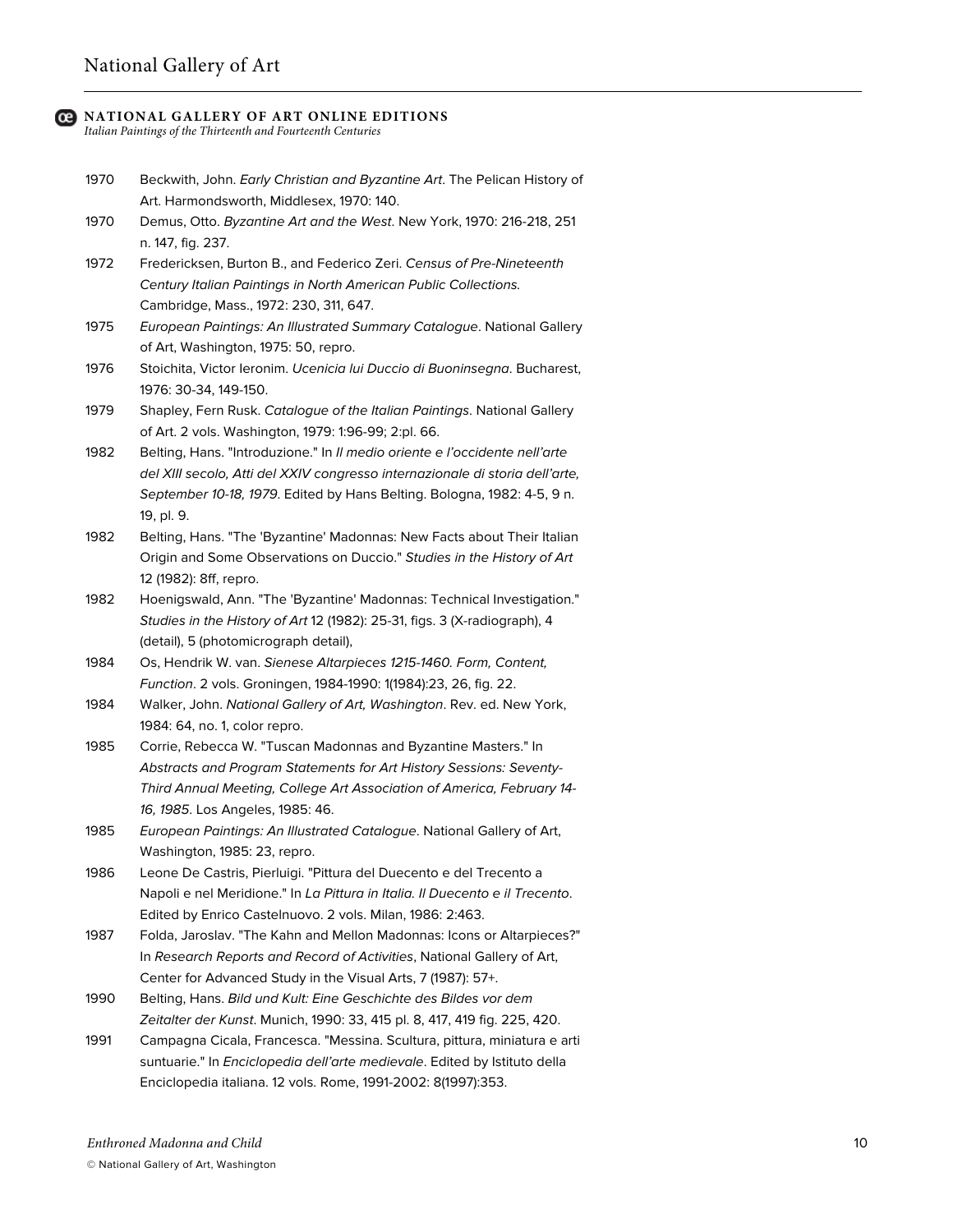1970 Beckwith, John. *Early Christian and Byzantine Art*. The Pelican History of Art. Harmondsworth, Middlesex, 1970: 140.

1970 Demus, Otto. *Byzantine Art and the West*. New York, 1970: 216-218, 251 n. 147, fig. 237.

1972 Fredericksen, Burton B., and Federico Zeri. *Census of Pre-Nineteenth Century Italian Paintings in North American Public Collections.* Cambridge, Mass., 1972: 230, 311, 647.

1975 *European Paintings: An Illustrated Summary Catalogue*. National Gallery of Art, Washington, 1975: 50, repro.

1976 Stoichita, Victor Ieronim. *Ucenicia lui Duccio di Buoninsegna*. Bucharest, 1976: 30-34, 149-150.

1979 Shapley, Fern Rusk. *Catalogue of the Italian Paintings*. National Gallery of Art. 2 vols. Washington, 1979: 1:96-99; 2:pl. 66.

1982 Belting, Hans. "Introduzione." In *Il medio oriente e l'occidente nell'arte del XIII secolo, Atti del XXIV congresso internazionale di storia dell'arte, September 10-18, 1979*. Edited by Hans Belting. Bologna, 1982: 4-5, 9 n. 19, pl. 9.

1982 Belting, Hans. "The 'Byzantine' Madonnas: New Facts about Their Italian Origin and Some Observations on Duccio." *Studies in the History of Art* 12 (1982): 8ff, repro.

1982 Hoenigswald, Ann. "The 'Byzantine' Madonnas: Technical Investigation." *Studies in the History of Art* 12 (1982): 25-31, figs. 3 (X-radiograph), 4 (detail), 5 (photomicrograph detail),

1984 Os, Hendrik W. van. *Sienese Altarpieces 1215-1460. Form, Content, Function*. 2 vols. Groningen, 1984-1990: 1(1984):23, 26, fig. 22.

1984 Walker, John. *National Gallery of Art, Washington*. Rev. ed. New York, 1984: 64, no. 1, color repro.

1985 Corrie, Rebecca W. "Tuscan Madonnas and Byzantine Masters." In *Abstracts and Program Statements for Art History Sessions: Seventy-Third Annual Meeting, College Art Association of America, February 14-16, 1985*. Los Angeles, 1985: 46.

1985 *European Paintings: An Illustrated Catalogue*. National Gallery of Art, Washington, 1985: 23, repro.

1986 Leone De Castris, Pierluigi. "Pittura del Duecento e del Trecento a Napoli e nel Meridione." In *La Pittura in Italia. Il Duecento e il Trecento*. Edited by Enrico Castelnuovo. 2 vols. Milan, 1986: 2:463.

1987 Folda, Jaroslav. "The Kahn and Mellon Madonnas: Icons or Altarpieces?" In *Research Reports and Record of Activities*, National Gallery of Art, Center for Advanced Study in the Visual Arts, 7 (1987): 57+.

1990 Belting, Hans. *Bild und Kult: Eine Geschichte des Bildes vor dem Zeitalter der Kunst*. Munich, 1990: 33, 415 pl. 8, 417, 419 fig. 225, 420.

1991 Campagna Cicala, Francesca. "Messina. Scultura, pittura, miniatura e arti suntuarie." In *Enciclopedia dell'arte medievale*. Edited by Istituto della Enciclopedia italiana. 12 vols. Rome, 1991-2002: 8(1997):353.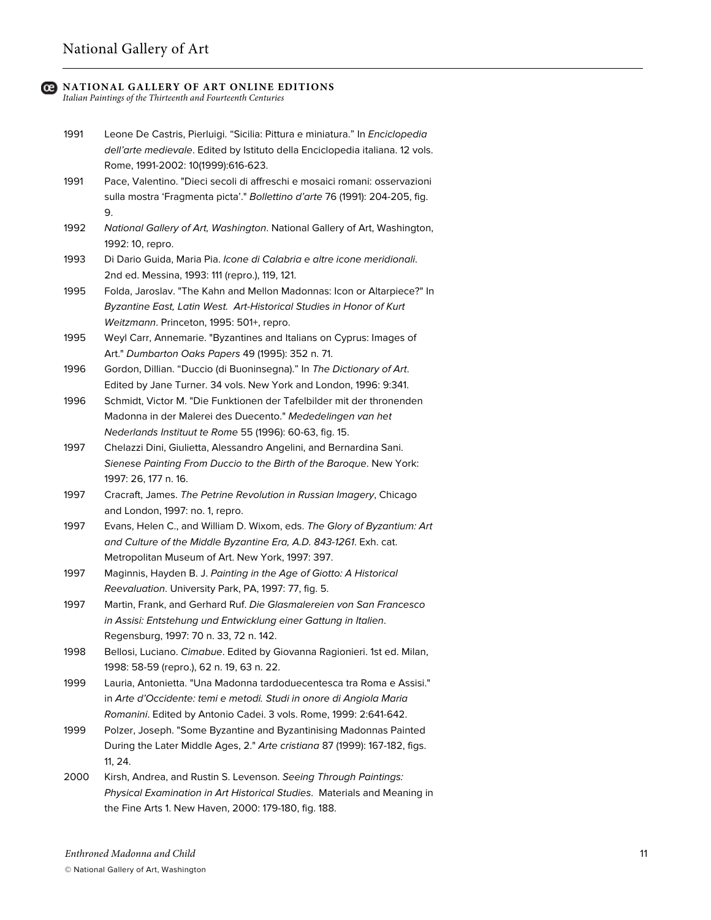1991 Leone De Castris, Pierluigi. “Sicilia: Pittura e miniatura.” In *Enciclopedia dell’arte medievale*. Edited by Istituto della Enciclopedia italiana. 12 vols. Rome, 1991-2002: 10(1999):616-623.

1991 Pace, Valentino. "Dieci secoli di affreschi e mosaici romani: osservazioni sulla mostra ‘Fragmenta picta’." *Bollettino d’arte* 76 (1991): 204-205, fig. 9.

1992 *National Gallery of Art, Washington*. National Gallery of Art, Washington, 1992: 10, repro.

1993 Di Dario Guida, Maria Pia. *Icone di Calabria e altre icone meridionali*. 2nd ed. Messina, 1993: 111 (repro.), 119, 121.

1995 Folda, Jaroslav. "The Kahn and Mellon Madonnas: Icon or Altarpiece?" In *Byzantine East, Latin West. Art-Historical Studies in Honor of Kurt Weitzmann*. Princeton, 1995: 501+, repro.

1995 Weyl Carr, Annemarie. "Byzantines and Italians on Cyprus: Images of Art." *Dumbarton Oaks Papers* 49 (1995): 352 n. 71.

1996 Gordon, Dillian. “Duccio (di Buoninsegna).” In *The Dictionary of Art*. Edited by Jane Turner. 34 vols. New York and London, 1996: 9:341.

1996 Schmidt, Victor M. "Die Funktionen der Tafelbilder mit der thronenden Madonna in der Malerei des Duecento." *Mededelingen van het Nederlands Instituut te Rome* 55 (1996): 60-63, fig. 15.

1997 Chelazzi Dini, Giulietta, Alessandro Angelini, and Bernardina Sani. *Sienese Painting From Duccio to the Birth of the Baroque*. New York: 1997: 26, 177 n. 16.

1997 Cracraft, James. *The Petrine Revolution in Russian Imagery*, Chicago and London, 1997: no. 1, repro.

1997 Evans, Helen C., and William D. Wixom, eds. *The Glory of Byzantium: Art and Culture of the Middle Byzantine Era, A.D. 843-1261*. Exh. cat. Metropolitan Museum of Art. New York, 1997: 397.

1997 Maginnis, Hayden B. J. *Painting in the Age of Giotto: A Historical Reevaluation*. University Park, PA, 1997: 77, fig. 5.

1997 Martin, Frank, and Gerhard Ruf. *Die Glasmalereien von San Francesco in Assisi: Entstehung und Entwicklung einer Gattung in Italien*. Regensburg, 1997: 70 n. 33, 72 n. 142.

1998 Bellosi, Luciano. *Cimabue*. Edited by Giovanna Ragionieri. 1st ed. Milan, 1998: 58-59 (repro.), 62 n. 19, 63 n. 22.

1999 Lauria, Antonietta. "Una Madonna tardoduecentesca tra Roma e Assisi." in *Arte d’Occidente: temi e metodi. Studi in onore di Angiola Maria Romanini*. Edited by Antonio Cadei. 3 vols. Rome, 1999: 2:641-642.

1999 Polzer, Joseph. "Some Byzantine and Byzantinising Madonnas Painted During the Later Middle Ages, 2." *Arte cristiana* 87 (1999): 167-182, figs. 11, 24.

2000 Kirsh, Andrea, and Rustin S. Levenson. *Seeing Through Paintings: Physical Examination in Art Historical Studies*. Materials and Meaning in the Fine Arts 1. New Haven, 2000: 179-180, fig. 188.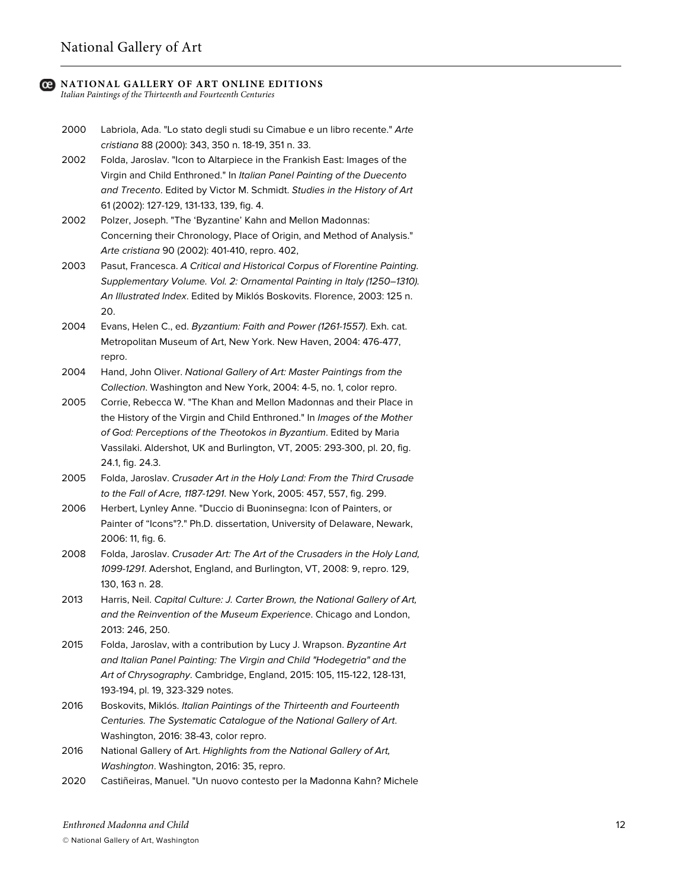2000 Labriola, Ada. "Lo stato degli studi su Cimabue e un libro recente." *Arte cristiana* 88 (2000): 343, 350 n. 18-19, 351 n. 33.

2002 Folda, Jaroslav. "Icon to Altarpiece in the Frankish East: Images of the Virgin and Child Enthroned." In *Italian Panel Painting of the Duecento and Trecento*. Edited by Victor M. Schmidt. *Studies in the History of Art* 61 (2002): 127-129, 131-133, 139, fig. 4.

2002 Polzer, Joseph. "The 'Byzantine' Kahn and Mellon Madonnas: Concerning their Chronology, Place of Origin, and Method of Analysis." *Arte cristiana* 90 (2002): 401-410, repro. 402,

2003 Pasut, Francesca. *A Critical and Historical Corpus of Florentine Painting. Supplementary Volume. Vol. 2: Ornamental Painting in Italy (1250–1310). An Illustrated Index*. Edited by Miklós Boskovits. Florence, 2003: 125 n. 20.

2004 Evans, Helen C., ed. *Byzantium: Faith and Power (1261-1557)*. Exh. cat. Metropolitan Museum of Art, New York. New Haven, 2004: 476-477, repro.

2004 Hand, John Oliver. *National Gallery of Art: Master Paintings from the Collection*. Washington and New York, 2004: 4-5, no. 1, color repro.

2005 Corrie, Rebecca W. "The Khan and Mellon Madonnas and their Place in the History of the Virgin and Child Enthroned." In *Images of the Mother of God: Perceptions of the Theotokos in Byzantium*. Edited by Maria Vassilaki. Aldershot, UK and Burlington, VT, 2005: 293-300, pl. 20, fig. 24.1, fig. 24.3.

2005 Folda, Jaroslav. *Crusader Art in the Holy Land: From the Third Crusade to the Fall of Acre, 1187-1291*. New York, 2005: 457, 557, fig. 299.

2006 Herbert, Lynley Anne. "Duccio di Buoninsegna: Icon of Painters, or Painter of "Icons"?." Ph.D. dissertation, University of Delaware, Newark, 2006: 11, fig. 6.

2008 Folda, Jaroslav. *Crusader Art: The Art of the Crusaders in the Holy Land, 1099-1291*. Adershot, England, and Burlington, VT, 2008: 9, repro. 129, 130, 163 n. 28.

2013 Harris, Neil. *Capital Culture: J. Carter Brown, the National Gallery of Art, and the Reinvention of the Museum Experience*. Chicago and London, 2013: 246, 250.

2015 Folda, Jaroslav, with a contribution by Lucy J. Wrapson. *Byzantine Art and Italian Panel Painting: The Virgin and Child "Hodegetria" and the Art of Chrysography*. Cambridge, England, 2015: 105, 115-122, 128-131, 193-194, pl. 19, 323-329 notes.

2016 Boskovits, Miklós. *Italian Paintings of the Thirteenth and Fourteenth Centuries. The Systematic Catalogue of the National Gallery of Art*. Washington, 2016: 38-43, color repro.

2016 National Gallery of Art. *Highlights from the National Gallery of Art, Washington*. Washington, 2016: 35, repro.

2020 Castiñeiras, Manuel. "Un nuovo contesto per la Madonna Kahn? Michele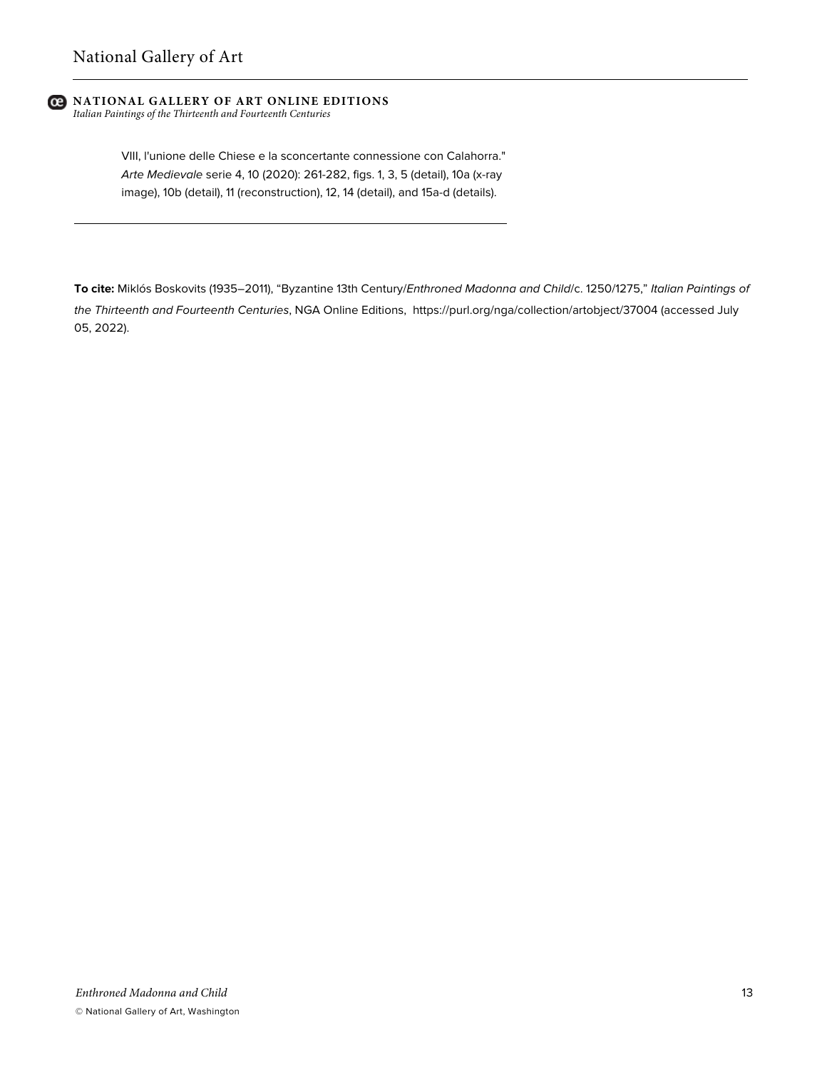VIII, l'unione delle Chiese e la sconcertante connessione con Calahorra." *Arte Medievale* serie 4, 10 (2020): 261-282, figs. 1, 3, 5 (detail), 10a (x-ray image), 10b (detail), 11 (reconstruction), 12, 14 (detail), and 15a-d (details).

---

**To cite:** Miklós Boskovits (1935–2011), "Byzantine 13th Century/*Enthroned Madonna and Child*/c. 1250/1275," *Italian Paintings of the Thirteenth and Fourteenth Centuries*, NGA Online Editions, https://purl.org/nga/collection/artobject/37004 (accessed July 05, 2022).